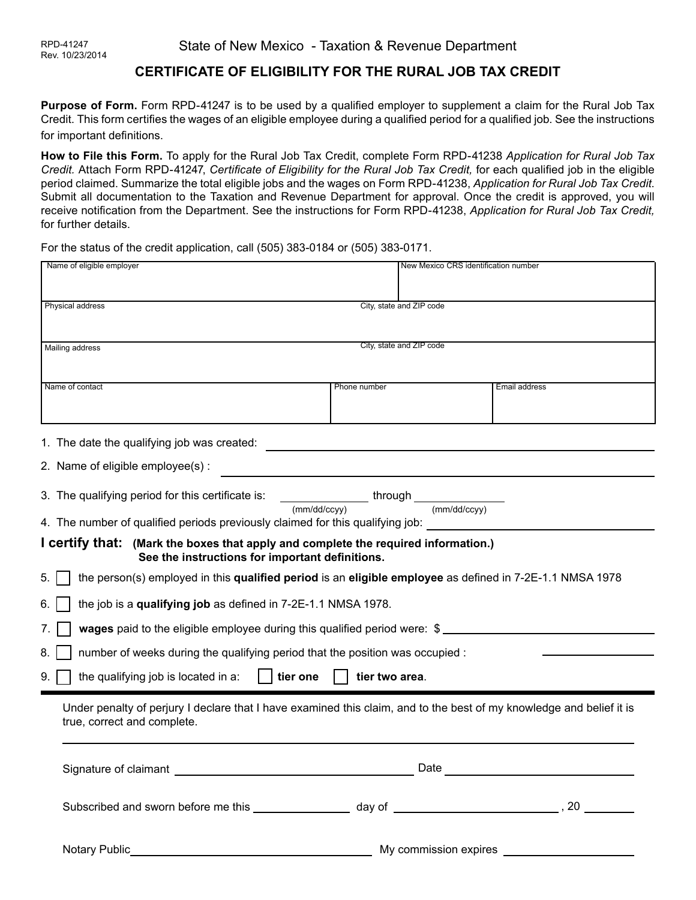RPD-41247
Rev. 10/23/2014

State of New Mexico - Taxation & Revenue Department

# CERTIFICATE OF ELIGIBILITY FOR THE RURAL JOB TAX CREDIT

**Purpose of Form.** Form RPD-41247 is to be used by a qualified employer to supplement a claim for the Rural Job Tax Credit. This form certifies the wages of an eligible employee during a qualified period for a qualified job. See the instructions for important definitions.

**How to File this Form.** To apply for the Rural Job Tax Credit, complete Form RPD-41238 *Application for Rural Job Tax Credit.* Attach Form RPD-41247, *Certificate of Eligibility for the Rural Job Tax Credit,* for each qualified job in the eligible period claimed. Summarize the total eligible jobs and the wages on Form RPD-41238, *Application for Rural Job Tax Credit.* Submit all documentation to the Taxation and Revenue Department for approval. Once the credit is approved, you will receive notification from the Department. See the instructions for Form RPD-41238, *Application for Rural Job Tax Credit,* for further details.

For the status of the credit application, call (505) 383-0184 or (505) 383-0171.

| Name of eligible employer | | New Mexico CRS identification number |
|---|---|---|
| Physical address | City, state and ZIP code | |
| Mailing address | City, state and ZIP code | |
| Name of contact | Phone number | Email address |

1. The date the qualifying job was created: ______________________

2. Name of eligible employee(s) : ______________________

3. The qualifying period for this certificate is: __________ (mm/dd/ccyy) through __________ (mm/dd/ccyy)

4. The number of qualified periods previously claimed for this qualifying job: ______________________

**I certify that: (Mark the boxes that apply and complete the required information.) See the instructions for important definitions.**

5. ☐ the person(s) employed in this **qualified period** is an **eligible employee** as defined in 7-2E-1.1 NMSA 1978

6. ☐ the job is a **qualifying job** as defined in 7-2E-1.1 NMSA 1978.

7. ☐ **wages** paid to the eligible employee during this qualified period were: $ ______________________

8. ☐ number of weeks during the qualifying period that the position was occupied : ______________________

9. ☐ the qualifying job is located in a: ☐ **tier one** ☐ **tier two area**.

Under penalty of perjury I declare that I have examined this claim, and to the best of my knowledge and belief it is true, correct and complete.

Signature of claimant ______________________ Date ______________________

Subscribed and sworn before me this __________ day of ______________________, 20 ______

Notary Public ______________________ My commission expires ______________________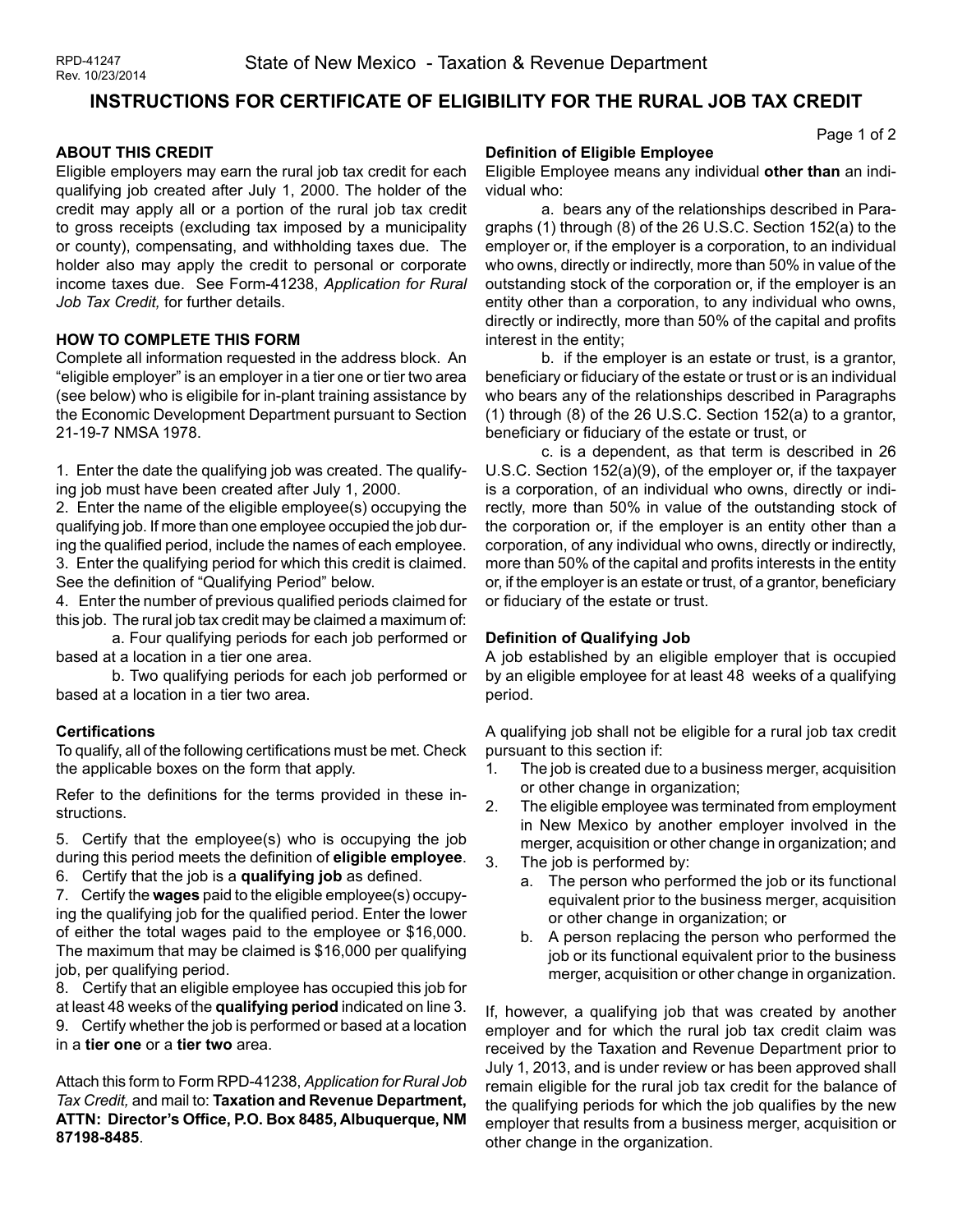RPD-41247
Rev. 10/23/2014

State of New Mexico - Taxation & Revenue Department

# INSTRUCTIONS FOR CERTIFICATE OF ELIGIBILITY FOR THE RURAL JOB TAX CREDIT

### ABOUT THIS CREDIT

Eligible employers may earn the rural job tax credit for each qualifying job created after July 1, 2000. The holder of the credit may apply all or a portion of the rural job tax credit to gross receipts (excluding tax imposed by a municipality or county), compensating, and withholding taxes due. The holder also may apply the credit to personal or corporate income taxes due. See Form-41238, *Application for Rural Job Tax Credit,* for further details.

### HOW TO COMPLETE THIS FORM

Complete all information requested in the address block. An "eligible employer" is an employer in a tier one or tier two area (see below) who is eligibile for in-plant training assistance by the Economic Development Department pursuant to Section 21-19-7 NMSA 1978.

1. Enter the date the qualifying job was created. The qualifying job must have been created after July 1, 2000.
2. Enter the name of the eligible employee(s) occupying the qualifying job. If more than one employee occupied the job during the qualified period, include the names of each employee.
3. Enter the qualifying period for which this credit is claimed. See the definition of "Qualifying Period" below.
4. Enter the number of previous qualified periods claimed for this job. The rural job tax credit may be claimed a maximum of:
   a. Four qualifying periods for each job performed or based at a location in a tier one area.
   b. Two qualifying periods for each job performed or based at a location in a tier two area.

#### Certifications

To qualify, all of the following certifications must be met. Check the applicable boxes on the form that apply.

Refer to the definitions for the terms provided in these instructions.

5. Certify that the employee(s) who is occupying the job during this period meets the definition of **eligible employee**.
6. Certify that the job is a **qualifying job** as defined.
7. Certify the **wages** paid to the eligible employee(s) occupying the qualifying job for the qualified period. Enter the lower of either the total wages paid to the employee or $16,000. The maximum that may be claimed is $16,000 per qualifying job, per qualifying period.
8. Certify that an eligible employee has occupied this job for at least 48 weeks of the **qualifying period** indicated on line 3.
9. Certify whether the job is performed or based at a location in a **tier one** or a **tier two** area.

Attach this form to Form RPD-41238, *Application for Rural Job Tax Credit,* and mail to: **Taxation and Revenue Department, ATTN: Director's Office, P.O. Box 8485, Albuquerque, NM 87198-8485**.

#### Definition of Eligible Employee

Eligible Employee means any individual **other than** an individual who:

a. bears any of the relationships described in Paragraphs (1) through (8) of the 26 U.S.C. Section 152(a) to the employer or, if the employer is a corporation, to an individual who owns, directly or indirectly, more than 50% in value of the outstanding stock of the corporation or, if the employer is an entity other than a corporation, to any individual who owns, directly or indirectly, more than 50% of the capital and profits interest in the entity;

b. if the employer is an estate or trust, is a grantor, beneficiary or fiduciary of the estate or trust or is an individual who bears any of the relationships described in Paragraphs (1) through (8) of the 26 U.S.C. Section 152(a) to a grantor, beneficiary or fiduciary of the estate or trust, or

c. is a dependent, as that term is described in 26 U.S.C. Section 152(a)(9), of the employer or, if the taxpayer is a corporation, of an individual who owns, directly or indirectly, more than 50% in value of the outstanding stock of the corporation or, if the employer is an entity other than a corporation, of any individual who owns, directly or indirectly, more than 50% of the capital and profits interests in the entity or, if the employer is an estate or trust, of a grantor, beneficiary or fiduciary of the estate or trust.

#### Definition of Qualifying Job

A job established by an eligible employer that is occupied by an eligible employee for at least 48 weeks of a qualifying period.

A qualifying job shall not be eligible for a rural job tax credit pursuant to this section if:

1. The job is created due to a business merger, acquisition or other change in organization;
2. The eligible employee was terminated from employment in New Mexico by another employer involved in the merger, acquisition or other change in organization; and
3. The job is performed by:
   a. The person who performed the job or its functional equivalent prior to the business merger, acquisition or other change in organization; or
   b. A person replacing the person who performed the job or its functional equivalent prior to the business merger, acquisition or other change in organization.

If, however, a qualifying job that was created by another employer and for which the rural job tax credit claim was received by the Taxation and Revenue Department prior to July 1, 2013, and is under review or has been approved shall remain eligible for the rural job tax credit for the balance of the qualifying periods for which the job qualifies by the new employer that results from a business merger, acquisition or other change in the organization.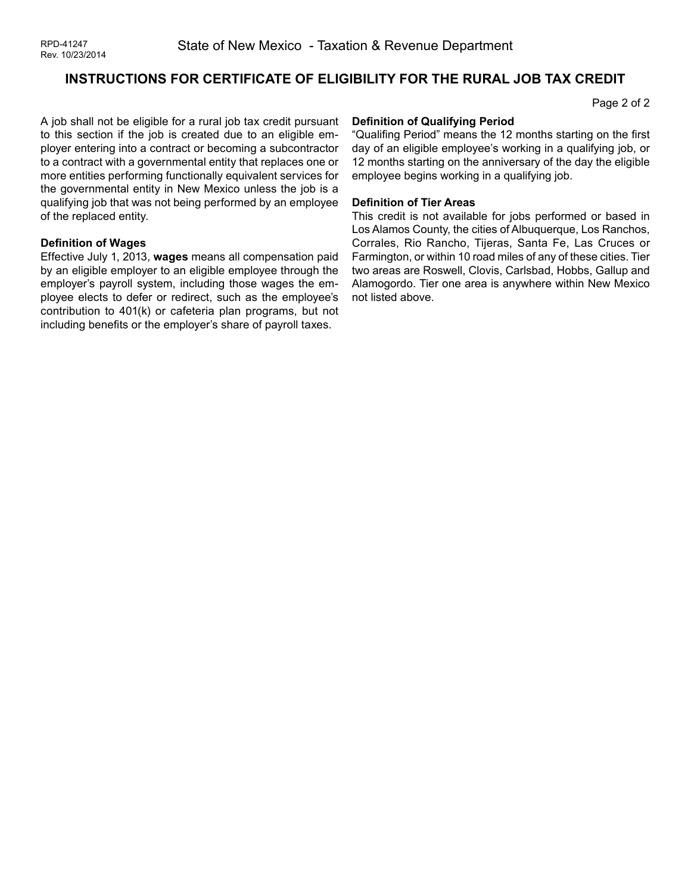# INSTRUCTIONS FOR CERTIFICATE OF ELIGIBILITY FOR THE RURAL JOB TAX CREDIT

A job shall not be eligible for a rural job tax credit pursuant to this section if the job is created due to an eligible employer entering into a contract or becoming a subcontractor to a contract with a governmental entity that replaces one or more entities performing functionally equivalent services for the governmental entity in New Mexico unless the job is a qualifying job that was not being performed by an employee of the replaced entity.

**Definition of Wages**

Effective July 1, 2013, **wages** means all compensation paid by an eligible employer to an eligible employee through the employer's payroll system, including those wages the employee elects to defer or redirect, such as the employee's contribution to 401(k) or cafeteria plan programs, but not including benefits or the employer's share of payroll taxes.

**Definition of Qualifying Period**

"Qualifing Period" means the 12 months starting on the first day of an eligible employee's working in a qualifying job, or 12 months starting on the anniversary of the day the eligible employee begins working in a qualifying job.

**Definition of Tier Areas**

This credit is not available for jobs performed or based in Los Alamos County, the cities of Albuquerque, Los Ranchos, Corrales, Rio Rancho, Tijeras, Santa Fe, Las Cruces or Farmington, or within 10 road miles of any of these cities. Tier two areas are Roswell, Clovis, Carlsbad, Hobbs, Gallup and Alamogordo. Tier one area is anywhere within New Mexico not listed above.